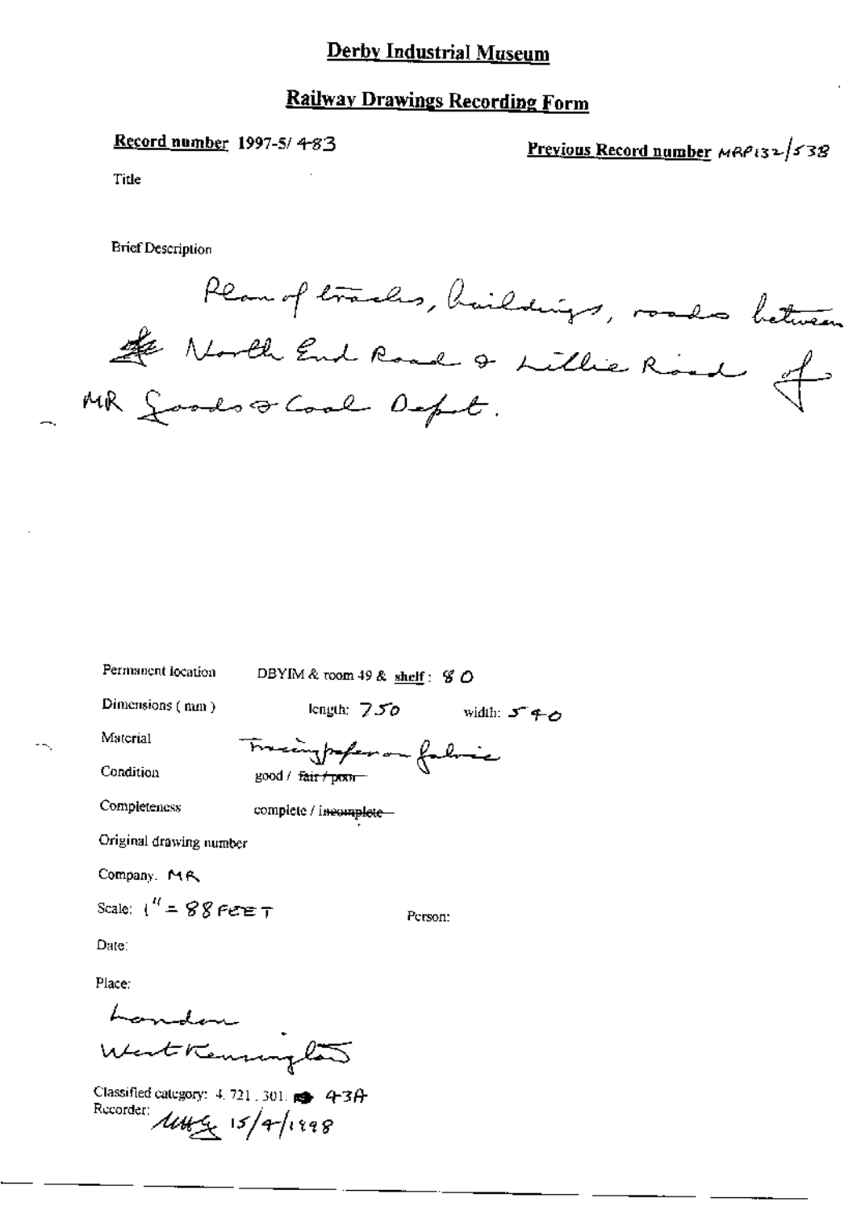# Derby Industrial Museum

## Railway Drawings Recording Form

**Record number** 1997-5/483

**Previous Record number** MRP132/538

Title

Brief Description

Plan of tracks, buildings, roads between ~~the~~ North End Road & Lillie Road of MR Goods & Coal Dept.

Permanent location DBYIM & room 49 & **shelf**: 80

Dimensions (mm) length: 750 width: 540

Material Tracing paper on fabric

Condition good / ~~fair / poor~~

Completeness complete / ~~incomplete~~

Original drawing number

Company. MR

Scale: 1" = 88 FEET

Person:

Date:

Place:

London

West Kensington

Classified category: 4.721.301. 43A

Recorder: MWG 15/4/1998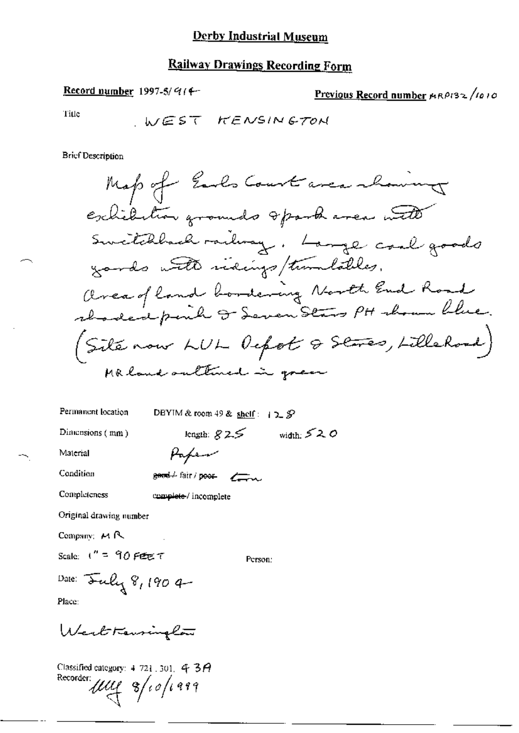# Derby Industrial Museum

## Railway Drawings Recording Form

**Record number** 1997-5/914

**Previous Record number** MRP132/1010

Title

WEST KENSINGTON

Brief Description

Map of Earls Court area showing exhibition grounds & park area with Switchback railway. Large coal goods yards with sidings/turntables.
Area of land bordering North End Road shaded pink & Seven Stars PH shown blue.
(Site now LUL Depot & Stores, Lillie Road)
MR land outlined in green

Permanent location: DBYIM & room 49 & shelf: 128

Dimensions (mm): length: 825 width: 520

Material: Paper

Condition: ~~good~~ / fair / ~~poor~~ torn

Completeness: ~~complete~~ / incomplete

Original drawing number

Company: MR

Scale: 1" = 90 FEET

Person:

Date: July 8, 1904

Place:

West Kensington

Classified category: 4.721.301. 43A

Recorder: MLY 8/10/1999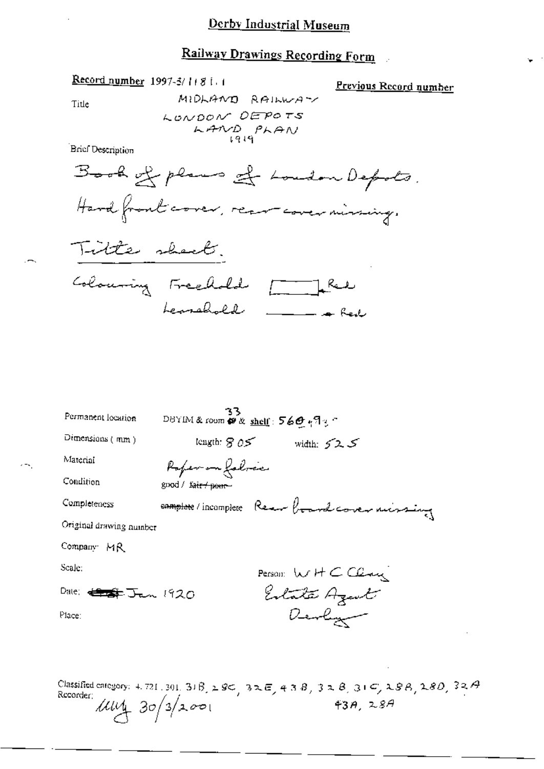# Derby Industrial Museum

## Railway Drawings Recording Form

**Record number** 1997-5/1181.1

**Previous Record number**

Title

MIDLAND RAILWAY
LONDON DEPOTS
LAND PLAN
1919

Brief Description

Book of plans of London Depots.
Hard front cover, rear cover missing.

Title sheet.

Colouring Freehold [ ] Red
Leasehold ——— Red

Permanent location: DBYIM & room 33 & shelf: 560.93

Dimensions (mm): length: 805 width: 525

Material: Paper on fabric

Condition: good / ~~fair / poor~~

Completeness: ~~complete~~ / incomplete Rear board cover missing

Original drawing number

Company: MR

Scale:

Person: W H C Clay
Estate Agent
Derby

Date: ~~[illegible]~~ Jan 1920

Place:

Classified category: 4.721.301. 31B, 28C, 32E, 43B, 32B, 31C, 28B, 28D, 32A
43A, 28A

Recorder: [illegible initials] 30/3/2001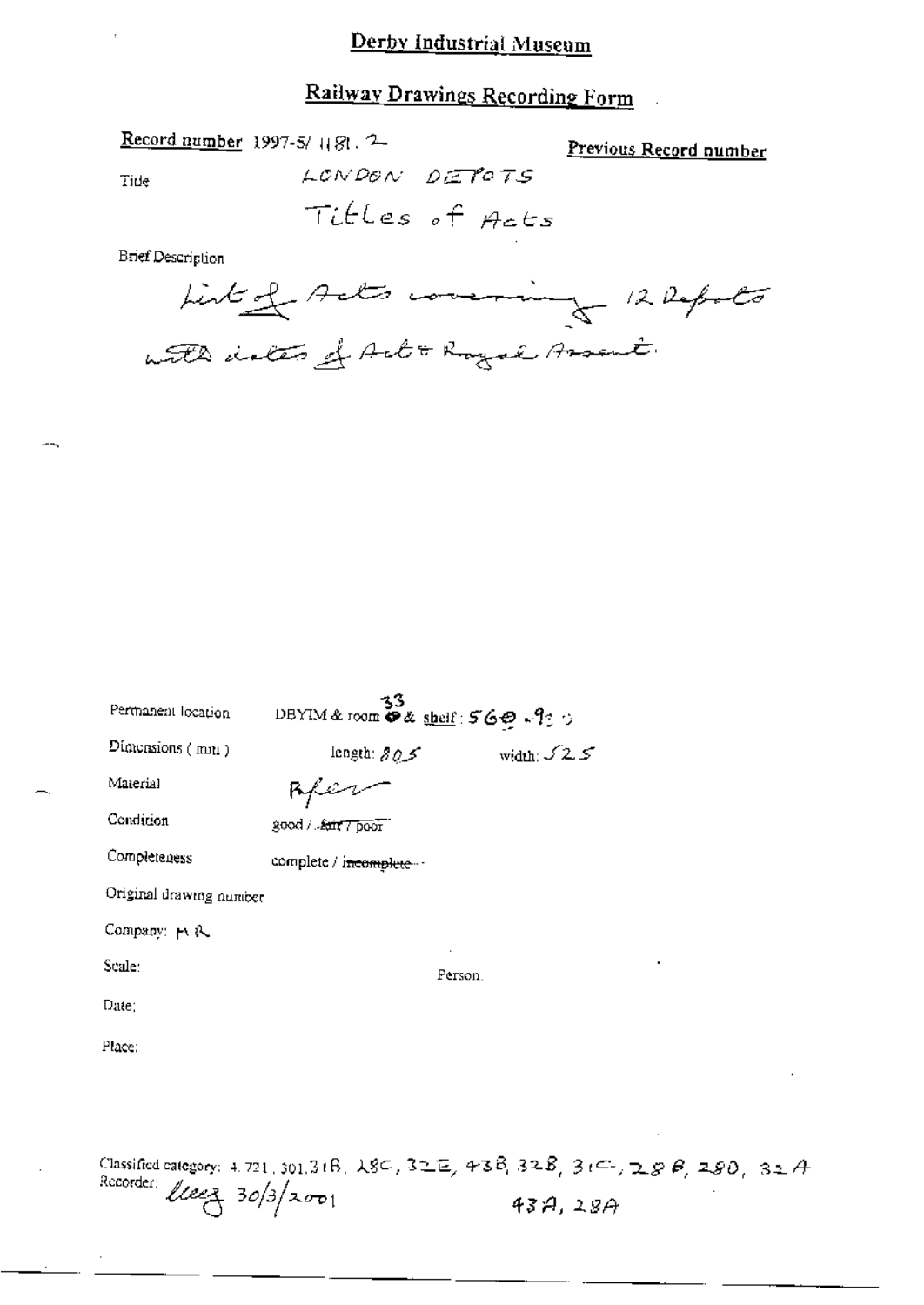## Derby Industrial Museum

## Railway Drawings Recording Form

**Record number** 1997-5/ 1181. 2

**Previous Record number**

Title

LONDON DEPOTS

Titles of Acts

Brief Description

List of Acts covering 12 Depots with dates of Act & Royal Assent.

Permanent location DBYIM & room 33 & shelf: 560.9

Dimensions (mm) length: 805 width: 525

Material Paper

Condition good / ~~fair / poor~~

Completeness complete / ~~incomplete~~

Original drawing number

Company: MR

Scale:

Person.

Date:

Place:

Classified category: 4.721.301.31B, 28C, 32E, 43B, 32B, 31C, 28B, 28D, 32A, 43A, 28A

Recorder: lleez 30/3/2001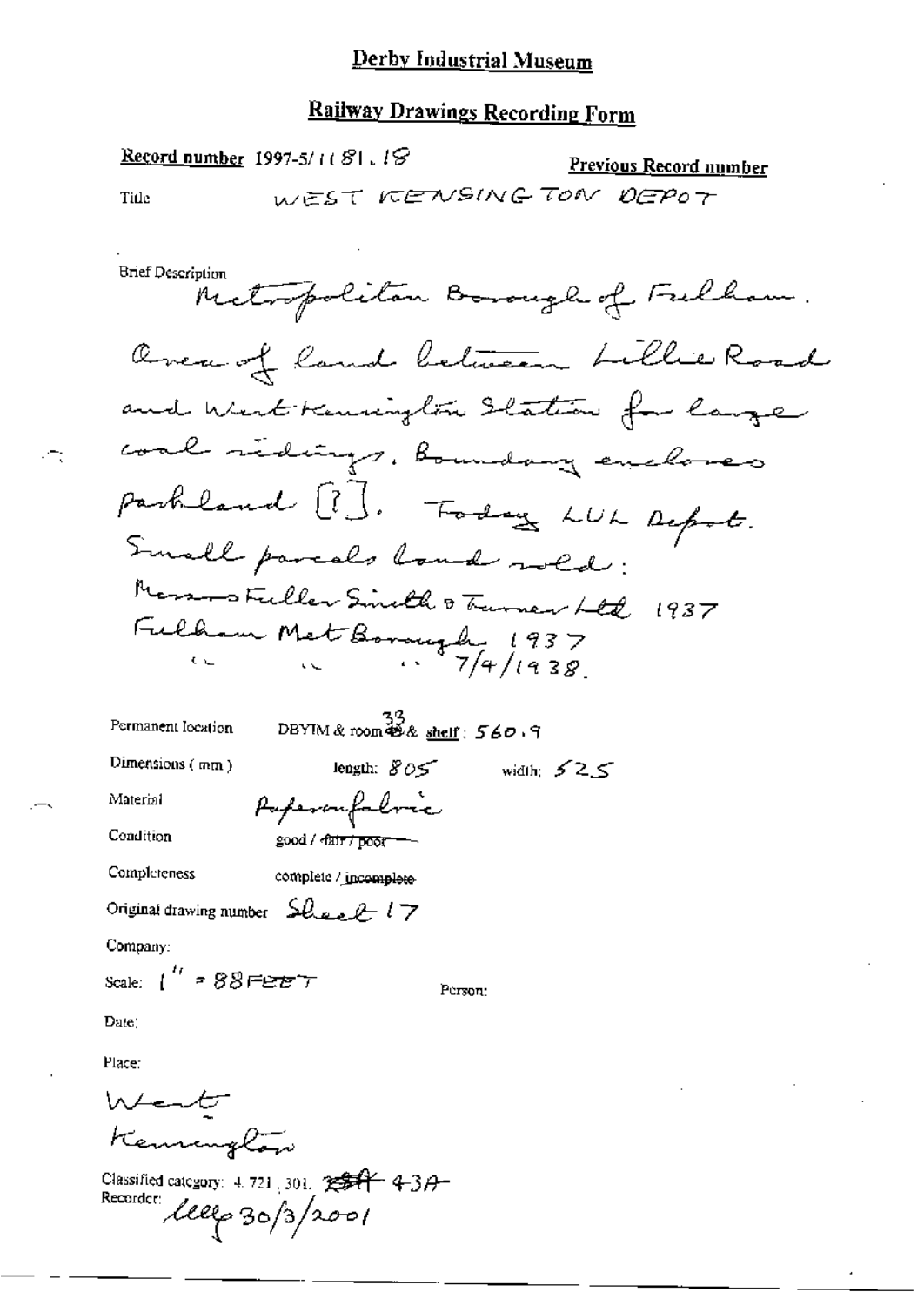# Derby Industrial Museum

## Railway Drawings Recording Form

**Record number** 1997-5/1181.18

**Previous Record number**

Title WEST KENSINGTON DEPOT

Brief Description
Metropolitan Borough of Fulham.
Area of land between Lillie Road and West Kensington Station for large coal sidings. Boundary encloses parkland [?]. Today LUL Depot.
Small parcels land sold:
Messrs Fuller Smith & Turner Ltd 1937
Fulham Met Borough 1937
" " " 7/4/1938.

Permanent location DBYIM & room 33 & shelf: 560.9

Dimensions (mm) length: 805 width: 525

Material Paper on fabric

Condition good / ~~fair / poor~~

Completeness complete / ~~incomplete~~

Original drawing number Sheet 17

Company:

Scale: 1" = 88 FEET

Person:

Date:

Place:
West Kensington

Classified category: 4.721, 301. ~~35A~~ 43A

Recorder: lllg 30/3/2001